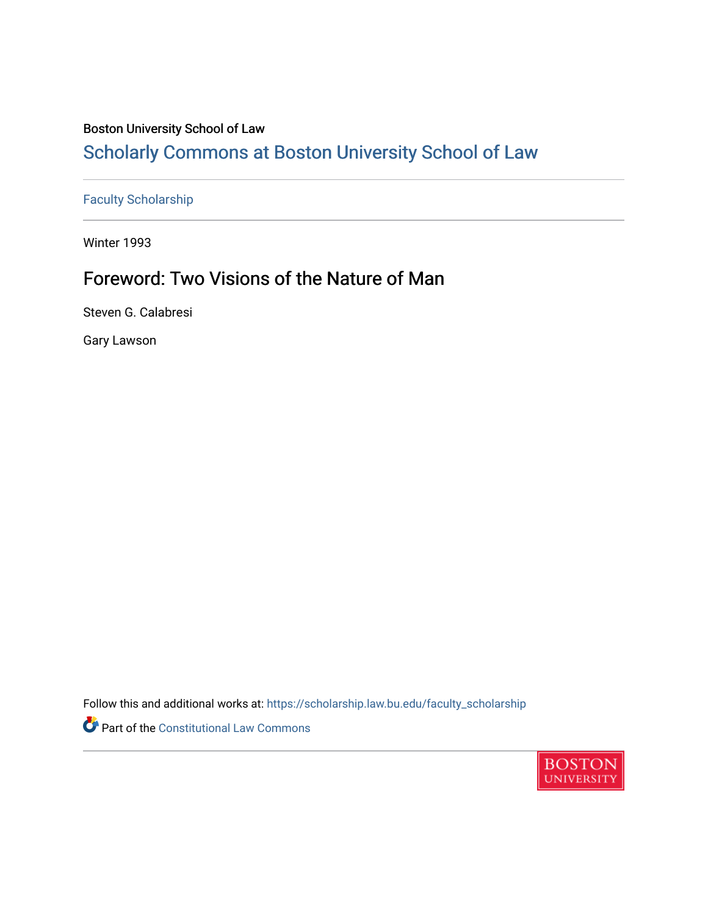Boston University School of Law

# Scholarly Commons at Boston University School of Law

Faculty Scholarship

Winter 1993

## Foreword: Two Visions of the Nature of Man

Steven G. Calabresi

Gary Lawson

Follow this and additional works at: https://scholarship.law.bu.edu/faculty_scholarship

Part of the Constitutional Law Commons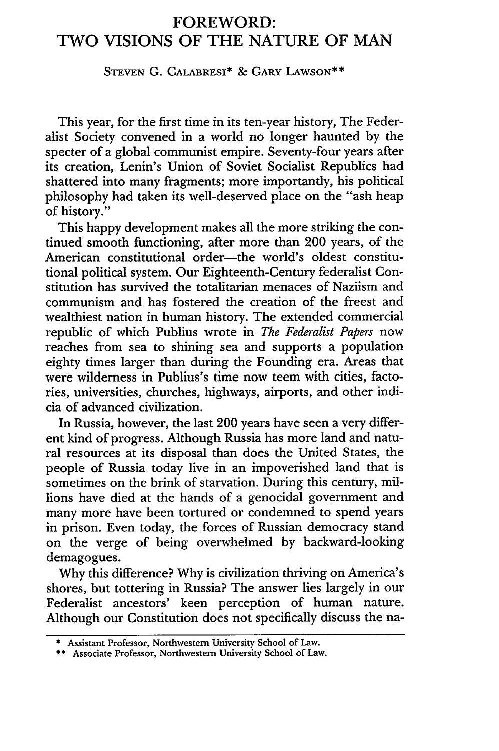# FOREWORD: TWO VISIONS OF THE NATURE OF MAN

STEVEN G. CALABRESI* & GARY LAWSON**

This year, for the first time in its ten-year history, The Federalist Society convened in a world no longer haunted by the specter of a global communist empire. Seventy-four years after its creation, Lenin's Union of Soviet Socialist Republics had shattered into many fragments; more importantly, his political philosophy had taken its well-deserved place on the "ash heap of history."

This happy development makes all the more striking the continued smooth functioning, after more than 200 years, of the American constitutional order—the world's oldest constitutional political system. Our Eighteenth-Century federalist Constitution has survived the totalitarian menaces of Naziism and communism and has fostered the creation of the freest and wealthiest nation in human history. The extended commercial republic of which Publius wrote in *The Federalist Papers* now reaches from sea to shining sea and supports a population eighty times larger than during the Founding era. Areas that were wilderness in Publius's time now teem with cities, factories, universities, churches, highways, airports, and other indicia of advanced civilization.

In Russia, however, the last 200 years have seen a very different kind of progress. Although Russia has more land and natural resources at its disposal than does the United States, the people of Russia today live in an impoverished land that is sometimes on the brink of starvation. During this century, millions have died at the hands of a genocidal government and many more have been tortured or condemned to spend years in prison. Even today, the forces of Russian democracy stand on the verge of being overwhelmed by backward-looking demagogues.

Why this difference? Why is civilization thriving on America's shores, but tottering in Russia? The answer lies largely in our Federalist ancestors' keen perception of human nature. Although our Constitution does not specifically discuss the na-

---

\* Assistant Professor, Northwestern University School of Law.

\*\* Associate Professor, Northwestern University School of Law.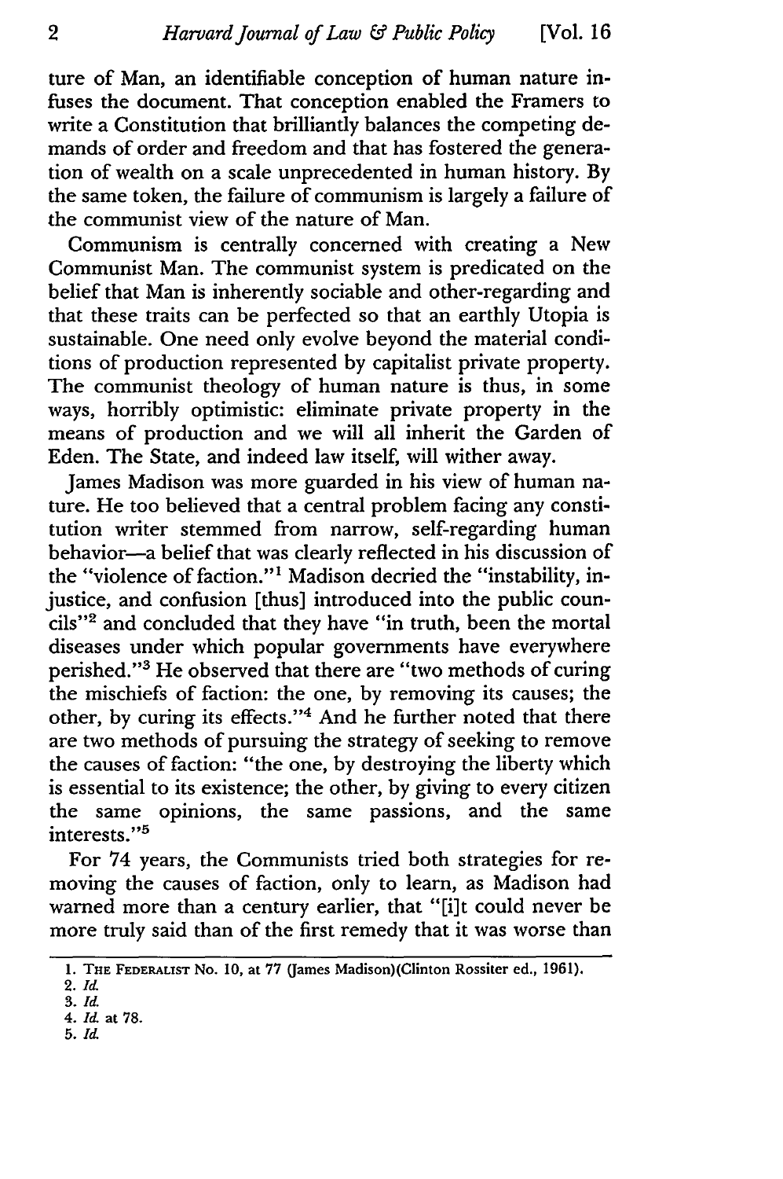ture of Man, an identifiable conception of human nature infuses the document. That conception enabled the Framers to write a Constitution that brilliantly balances the competing demands of order and freedom and that has fostered the generation of wealth on a scale unprecedented in human history. By the same token, the failure of communism is largely a failure of the communist view of the nature of Man.

Communism is centrally concerned with creating a New Communist Man. The communist system is predicated on the belief that Man is inherently sociable and other-regarding and that these traits can be perfected so that an earthly Utopia is sustainable. One need only evolve beyond the material conditions of production represented by capitalist private property. The communist theology of human nature is thus, in some ways, horribly optimistic: eliminate private property in the means of production and we will all inherit the Garden of Eden. The State, and indeed law itself, will wither away.

James Madison was more guarded in his view of human nature. He too believed that a central problem facing any constitution writer stemmed from narrow, self-regarding human behavior—a belief that was clearly reflected in his discussion of the "violence of faction."[1] Madison decried the "instability, injustice, and confusion [thus] introduced into the public councils"[2] and concluded that they have "in truth, been the mortal diseases under which popular governments have everywhere perished."[3] He observed that there are "two methods of curing the mischiefs of faction: the one, by removing its causes; the other, by curing its effects."[4] And he further noted that there are two methods of pursuing the strategy of seeking to remove the causes of faction: "the one, by destroying the liberty which is essential to its existence; the other, by giving to every citizen the same opinions, the same passions, and the same interests."[5]

For 74 years, the Communists tried both strategies for removing the causes of faction, only to learn, as Madison had warned more than a century earlier, that "[i]t could never be more truly said than of the first remedy that it was worse than

1. THE FEDERALIST No. 10, at 77 (James Madison)(Clinton Rossiter ed., 1961).
2. *Id.*
3. *Id.*
4. *Id.* at 78.
5. *Id.*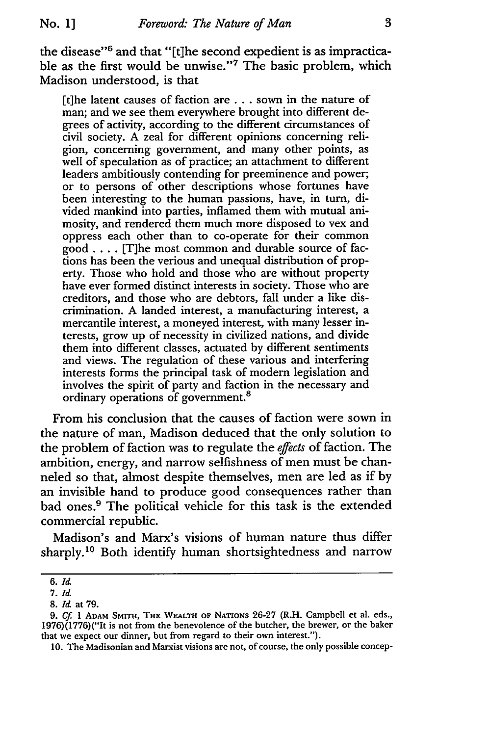the disease"[6] and that "[t]he second expedient is as impracticable as the first would be unwise."[7] The basic problem, which Madison understood, is that

> [t]he latent causes of faction are . . . sown in the nature of man; and we see them everywhere brought into different degrees of activity, according to the different circumstances of civil society. A zeal for different opinions concerning religion, concerning government, and many other points, as well of speculation as of practice; an attachment to different leaders ambitiously contending for preeminence and power; or to persons of other descriptions whose fortunes have been interesting to the human passions, have, in turn, divided mankind into parties, inflamed them with mutual animosity, and rendered them much more disposed to vex and oppress each other than to co-operate for their common good . . . . [T]he most common and durable source of factions has been the verious and unequal distribution of property. Those who hold and those who are without property have ever formed distinct interests in society. Those who are creditors, and those who are debtors, fall under a like discrimination. A landed interest, a manufacturing interest, a mercantile interest, a moneyed interest, with many lesser interests, grow up of necessity in civilized nations, and divide them into different classes, actuated by different sentiments and views. The regulation of these various and interfering interests forms the principal task of modern legislation and involves the spirit of party and faction in the necessary and ordinary operations of government.[8]

From his conclusion that the causes of faction were sown in the nature of man, Madison deduced that the only solution to the problem of faction was to regulate the *effects* of faction. The ambition, energy, and narrow selfishness of men must be channeled so that, almost despite themselves, men are led as if by an invisible hand to produce good consequences rather than bad ones.[9] The political vehicle for this task is the extended commercial republic.

Madison's and Marx's visions of human nature thus differ sharply.[10] Both identify human shortsightedness and narrow

---

6. *Id.*

7. *Id.*

8. *Id.* at 79.

9. *Cf.* 1 ADAM SMITH, THE WEALTH OF NATIONS 26-27 (R.H. Campbell et al. eds., 1976)(1776)("It is not from the benevolence of the butcher, the brewer, or the baker that we expect our dinner, but from regard to their own interest.").

10. The Madisonian and Marxist visions are not, of course, the only possible concep-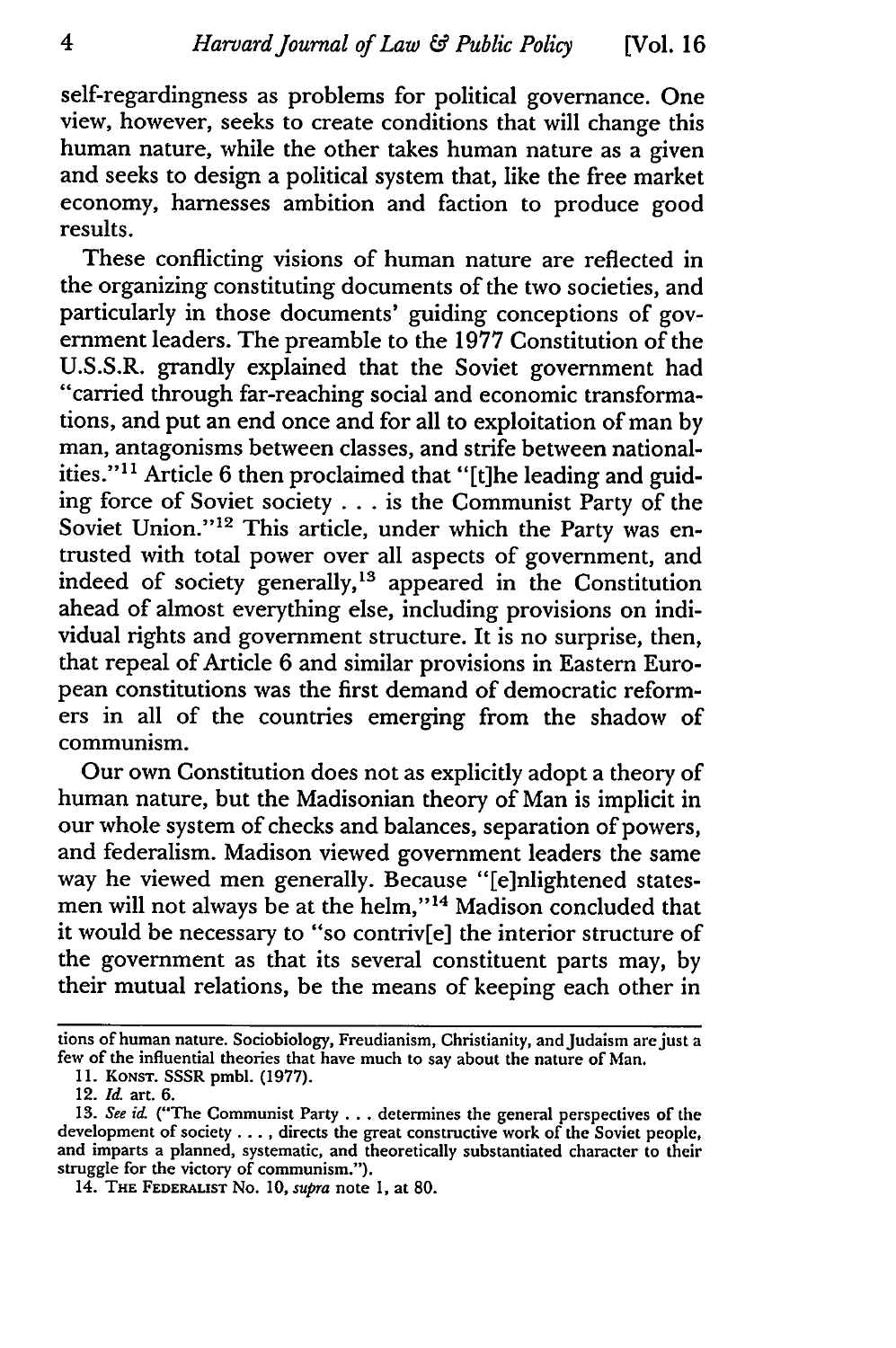self-regardingness as problems for political governance. One view, however, seeks to create conditions that will change this human nature, while the other takes human nature as a given and seeks to design a political system that, like the free market economy, harnesses ambition and faction to produce good results.

These conflicting visions of human nature are reflected in the organizing constituting documents of the two societies, and particularly in those documents' guiding conceptions of government leaders. The preamble to the 1977 Constitution of the U.S.S.R. grandly explained that the Soviet government had "carried through far-reaching social and economic transformations, and put an end once and for all to exploitation of man by man, antagonisms between classes, and strife between nationalities."[11] Article 6 then proclaimed that "[t]he leading and guiding force of Soviet society . . . is the Communist Party of the Soviet Union."[12] This article, under which the Party was entrusted with total power over all aspects of government, and indeed of society generally,[13] appeared in the Constitution ahead of almost everything else, including provisions on individual rights and government structure. It is no surprise, then, that repeal of Article 6 and similar provisions in Eastern European constitutions was the first demand of democratic reformers in all of the countries emerging from the shadow of communism.

Our own Constitution does not as explicitly adopt a theory of human nature, but the Madisonian theory of Man is implicit in our whole system of checks and balances, separation of powers, and federalism. Madison viewed government leaders the same way he viewed men generally. Because "[e]nlightened statesmen will not always be at the helm,"[14] Madison concluded that it would be necessary to "so contriv[e] the interior structure of the government as that its several constituent parts may, by their mutual relations, be the means of keeping each other in

---

tions of human nature. Sociobiology, Freudianism, Christianity, and Judaism are just a few of the influential theories that have much to say about the nature of Man.

11. KONST. SSSR pmbl. (1977).

12. *Id.* art. 6.

13. *See id.* ("The Communist Party . . . determines the general perspectives of the development of society . . . , directs the great constructive work of the Soviet people, and imparts a planned, systematic, and theoretically substantiated character to their struggle for the victory of communism.").

14. THE FEDERALIST No. 10, *supra* note 1, at 80.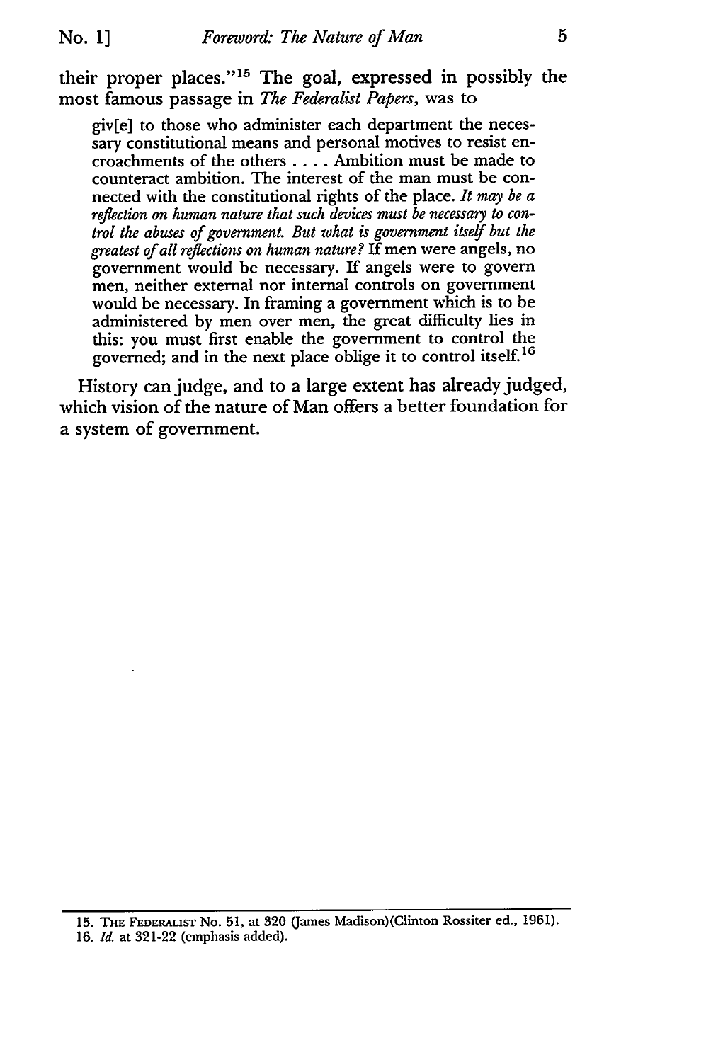their proper places."[15] The goal, expressed in possibly the most famous passage in *The Federalist Papers*, was to

> giv[e] to those who administer each department the necessary constitutional means and personal motives to resist encroachments of the others . . . . Ambition must be made to counteract ambition. The interest of the man must be connected with the constitutional rights of the place. *It may be a reflection on human nature that such devices must be necessary to control the abuses of government. But what is government itself but the greatest of all reflections on human nature?* If men were angels, no government would be necessary. If angels were to govern men, neither external nor internal controls on government would be necessary. In framing a government which is to be administered by men over men, the great difficulty lies in this: you must first enable the government to control the governed; and in the next place oblige it to control itself.[16]

History can judge, and to a large extent has already judged, which vision of the nature of Man offers a better foundation for a system of government.

---

15. THE FEDERALIST No. 51, at 320 (James Madison)(Clinton Rossiter ed., 1961).

16. *Id.* at 321-22 (emphasis added).